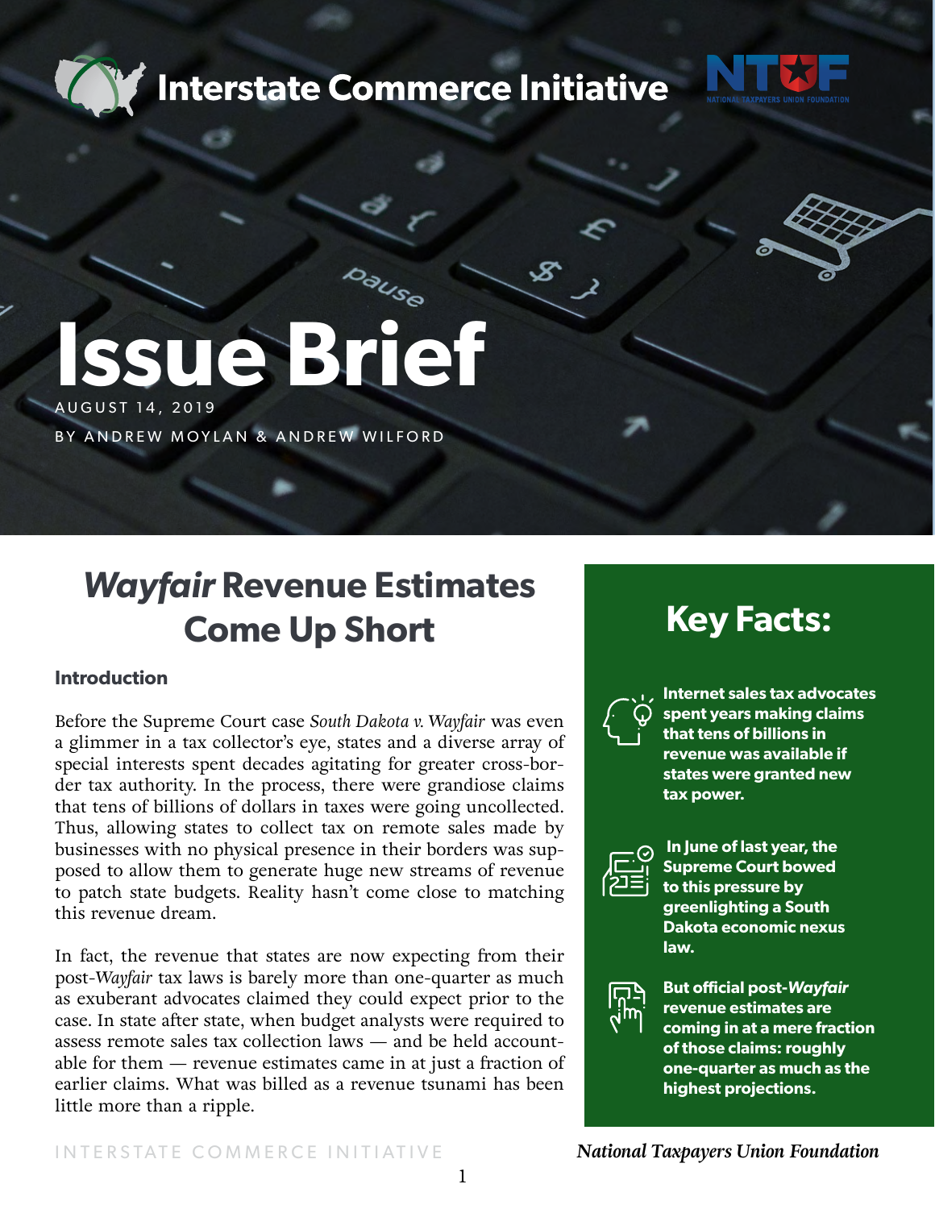Interstate Commerce Initiative

# Issue Brief

AUGUST 14, 2019

BY ANDREW MOYLAN & ANDREW WILFORD

## *Wayfair* Revenue Estimates Come Up Short

### Introduction

Before the Supreme Court case *South Dakota v. Wayfair* was even a glimmer in a tax collector's eye, states and a diverse array of special interests spent decades agitating for greater cross-border tax authority. In the process, there were grandiose claims that tens of billions of dollars in taxes were going uncollected. Thus, allowing states to collect tax on remote sales made by businesses with no physical presence in their borders was supposed to allow them to generate huge new streams of revenue to patch state budgets. Reality hasn't come close to matching this revenue dream.

In fact, the revenue that states are now expecting from their post-*Wayfair* tax laws is barely more than one-quarter as much as exuberant advocates claimed they could expect prior to the case. In state after state, when budget analysts were required to assess remote sales tax collection laws — and be held accountable for them — revenue estimates came in at just a fraction of earlier claims. What was billed as a revenue tsunami has been little more than a ripple.

## Key Facts:

- **Internet sales tax advocates spent years making claims that tens of billions in revenue was available if states were granted new tax power.**
- **In June of last year, the Supreme Court bowed to this pressure by greenlighting a South Dakota economic nexus law.**
- **But official post-*Wayfair* revenue estimates are coming in at a mere fraction of those claims: roughly one-quarter as much as the highest projections.**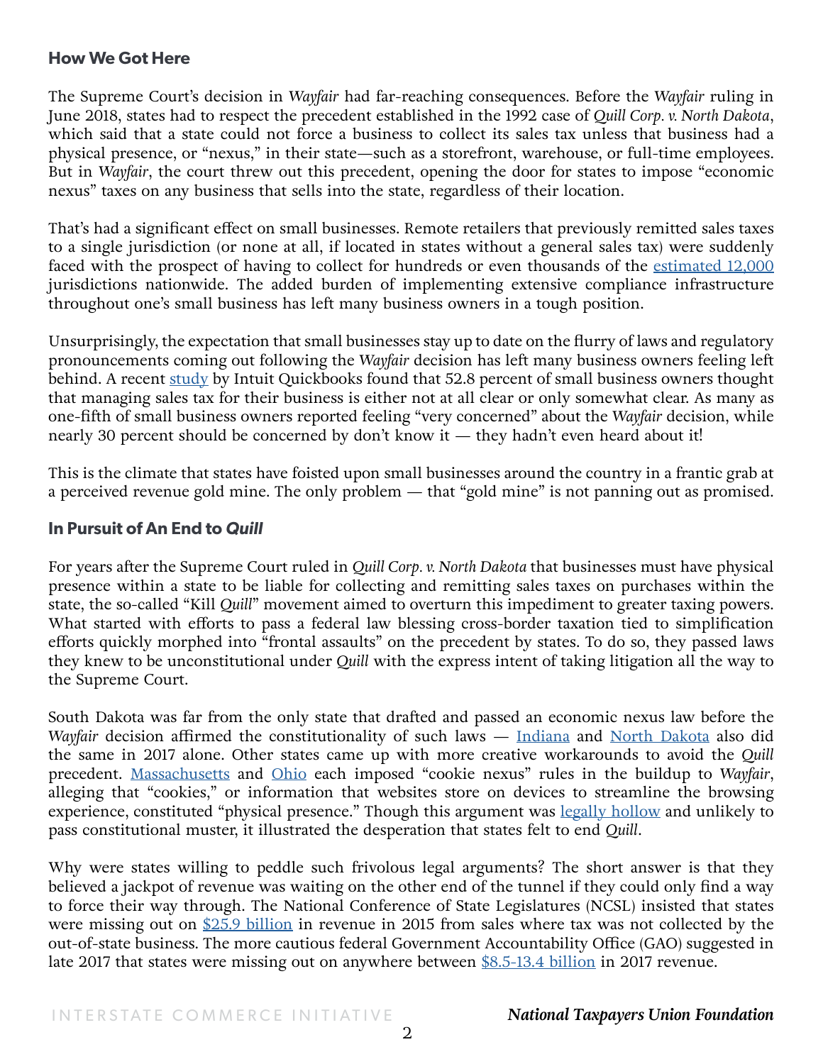## How We Got Here

The Supreme Court's decision in *Wayfair* had far-reaching consequences. Before the *Wayfair* ruling in June 2018, states had to respect the precedent established in the 1992 case of *Quill Corp. v. North Dakota*, which said that a state could not force a business to collect its sales tax unless that business had a physical presence, or "nexus," in their state—such as a storefront, warehouse, or full-time employees. But in *Wayfair*, the court threw out this precedent, opening the door for states to impose "economic nexus" taxes on any business that sells into the state, regardless of their location.

That's had a significant effect on small businesses. Remote retailers that previously remitted sales taxes to a single jurisdiction (or none at all, if located in states without a general sales tax) were suddenly faced with the prospect of having to collect for hundreds or even thousands of the estimated 12,000 jurisdictions nationwide. The added burden of implementing extensive compliance infrastructure throughout one's small business has left many business owners in a tough position.

Unsurprisingly, the expectation that small businesses stay up to date on the flurry of laws and regulatory pronouncements coming out following the *Wayfair* decision has left many business owners feeling left behind. A recent study by Intuit Quickbooks found that 52.8 percent of small business owners thought that managing sales tax for their business is either not at all clear or only somewhat clear. As many as one-fifth of small business owners reported feeling "very concerned" about the *Wayfair* decision, while nearly 30 percent should be concerned by don't know it — they hadn't even heard about it!

This is the climate that states have foisted upon small businesses around the country in a frantic grab at a perceived revenue gold mine. The only problem — that "gold mine" is not panning out as promised.

## In Pursuit of An End to *Quill*

For years after the Supreme Court ruled in *Quill Corp. v. North Dakota* that businesses must have physical presence within a state to be liable for collecting and remitting sales taxes on purchases within the state, the so-called "Kill *Quill*" movement aimed to overturn this impediment to greater taxing powers. What started with efforts to pass a federal law blessing cross-border taxation tied to simplification efforts quickly morphed into "frontal assaults" on the precedent by states. To do so, they passed laws they knew to be unconstitutional under *Quill* with the express intent of taking litigation all the way to the Supreme Court.

South Dakota was far from the only state that drafted and passed an economic nexus law before the *Wayfair* decision affirmed the constitutionality of such laws — Indiana and North Dakota also did the same in 2017 alone. Other states came up with more creative workarounds to avoid the *Quill* precedent. Massachusetts and Ohio each imposed "cookie nexus" rules in the buildup to *Wayfair*, alleging that "cookies," or information that websites store on devices to streamline the browsing experience, constituted "physical presence." Though this argument was legally hollow and unlikely to pass constitutional muster, it illustrated the desperation that states felt to end *Quill*.

Why were states willing to peddle such frivolous legal arguments? The short answer is that they believed a jackpot of revenue was waiting on the other end of the tunnel if they could only find a way to force their way through. The National Conference of State Legislatures (NCSL) insisted that states were missing out on $25.9 billion in revenue in 2015 from sales where tax was not collected by the out-of-state business. The more cautious federal Government Accountability Office (GAO) suggested in late 2017 that states were missing out on anywhere between $8.5-13.4 billion in 2017 revenue.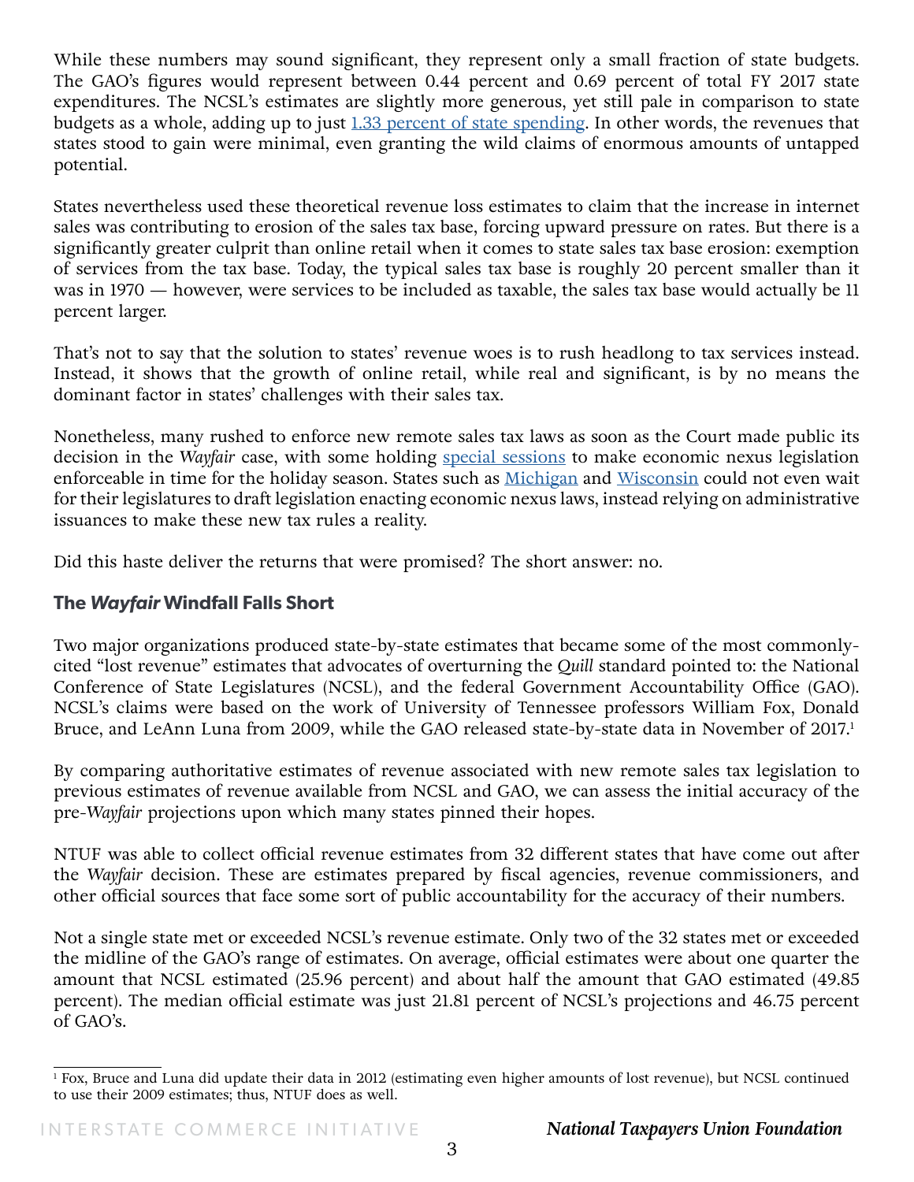While these numbers may sound significant, they represent only a small fraction of state budgets. The GAO's figures would represent between 0.44 percent and 0.69 percent of total FY 2017 state expenditures. The NCSL's estimates are slightly more generous, yet still pale in comparison to state budgets as a whole, adding up to just 1.33 percent of state spending. In other words, the revenues that states stood to gain were minimal, even granting the wild claims of enormous amounts of untapped potential.

States nevertheless used these theoretical revenue loss estimates to claim that the increase in internet sales was contributing to erosion of the sales tax base, forcing upward pressure on rates. But there is a significantly greater culprit than online retail when it comes to state sales tax base erosion: exemption of services from the tax base. Today, the typical sales tax base is roughly 20 percent smaller than it was in 1970 — however, were services to be included as taxable, the sales tax base would actually be 11 percent larger.

That's not to say that the solution to states' revenue woes is to rush headlong to tax services instead. Instead, it shows that the growth of online retail, while real and significant, is by no means the dominant factor in states' challenges with their sales tax.

Nonetheless, many rushed to enforce new remote sales tax laws as soon as the Court made public its decision in the *Wayfair* case, with some holding special sessions to make economic nexus legislation enforceable in time for the holiday season. States such as Michigan and Wisconsin could not even wait for their legislatures to draft legislation enacting economic nexus laws, instead relying on administrative issuances to make these new tax rules a reality.

Did this haste deliver the returns that were promised? The short answer: no.

## The *Wayfair* Windfall Falls Short

Two major organizations produced state-by-state estimates that became some of the most commonly-cited "lost revenue" estimates that advocates of overturning the *Quill* standard pointed to: the National Conference of State Legislatures (NCSL), and the federal Government Accountability Office (GAO). NCSL's claims were based on the work of University of Tennessee professors William Fox, Donald Bruce, and LeAnn Luna from 2009, while the GAO released state-by-state data in November of 2017.[1]

By comparing authoritative estimates of revenue associated with new remote sales tax legislation to previous estimates of revenue available from NCSL and GAO, we can assess the initial accuracy of the pre-*Wayfair* projections upon which many states pinned their hopes.

NTUF was able to collect official revenue estimates from 32 different states that have come out after the *Wayfair* decision. These are estimates prepared by fiscal agencies, revenue commissioners, and other official sources that face some sort of public accountability for the accuracy of their numbers.

Not a single state met or exceeded NCSL's revenue estimate. Only two of the 32 states met or exceeded the midline of the GAO's range of estimates. On average, official estimates were about one quarter the amount that NCSL estimated (25.96 percent) and about half the amount that GAO estimated (49.85 percent). The median official estimate was just 21.81 percent of NCSL's projections and 46.75 percent of GAO's.

[1] Fox, Bruce and Luna did update their data in 2012 (estimating even higher amounts of lost revenue), but NCSL continued to use their 2009 estimates; thus, NTUF does as well.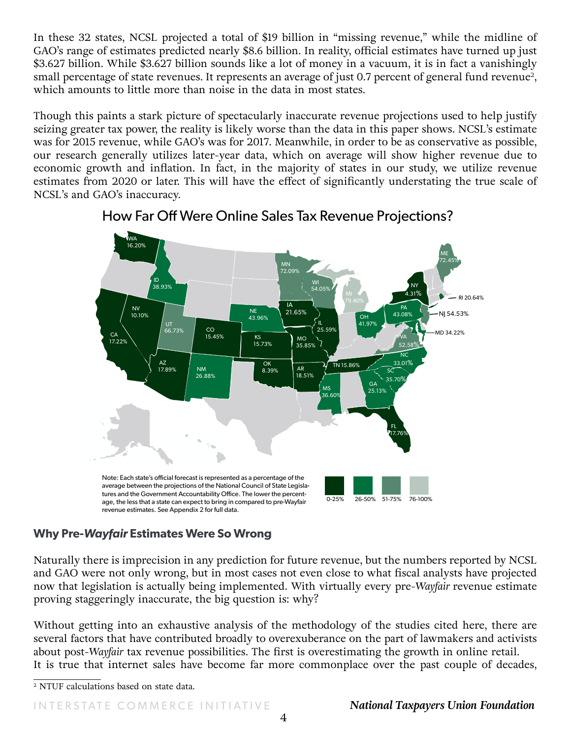In these 32 states, NCSL projected a total of $19 billion in "missing revenue," while the midline of GAO's range of estimates predicted nearly $8.6 billion. In reality, official estimates have turned up just $3.627 billion. While $3.627 billion sounds like a lot of money in a vacuum, it is in fact a vanishingly small percentage of state revenues. It represents an average of just 0.7 percent of general fund revenue[2], which amounts to little more than noise in the data in most states.

Though this paints a stark picture of spectacularly inaccurate revenue projections used to help justify seizing greater tax power, the reality is likely worse than the data in this paper shows. NCSL's estimate was for 2015 revenue, while GAO's was for 2017. Meanwhile, in order to be as conservative as possible, our research generally utilizes later-year data, which on average will show higher revenue due to economic growth and inflation. In fact, in the majority of states in our study, we utilize revenue estimates from 2020 or later. This will have the effect of significantly understating the true scale of NCSL's and GAO's inaccuracy.

## How Far Off Were Online Sales Tax Revenue Projections?

| State | Percentage |
|---|---|
| WA | 16.20% |
| ID | 38.93% |
| NV | 10.10% |
| CA | 17.22% |
| UT | 66.73% |
| AZ | 17.89% |
| CO | 15.45% |
| NM | 26.88% |
| NE | 43.96% |
| KS | 15.73% |
| OK | 8.39% |
| MN | 72.09% |
| IA | 21.65% |
| MO | 35.85% |
| AR | 18.51% |
| MS | 36.60% |
| WI | 54.05% |
| IL | 25.59% |
| MI | 79.40% |
| OH | 41.97% |
| TN | 15.86% |
| GA | 25.13% |
| FL | 17.76% |
| SC | 35.70% |
| NC | 33.01% |
| VA | 52.58% |
| PA | 43.08% |
| NY | 4.31% |
| ME | 72.45% |
| RI | 20.64% |
| NJ | 54.53% |
| MD | 34.22% |

Legend: 0-25%, 26-50%, 51-75%, 76-100%

Note: Each state's official forecast is represented as a percentage of the average between the projections of the National Council of State Legislatures and the Government Accountability Office. The lower the percentage, the less that a state can expect to bring in compared to pre-Wayfair revenue estimates. See Appendix 2 for full data.

### Why Pre-*Wayfair* Estimates Were So Wrong

Naturally there is imprecision in any prediction for future revenue, but the numbers reported by NCSL and GAO were not only wrong, but in most cases not even close to what fiscal analysts have projected now that legislation is actually being implemented. With virtually every pre-*Wayfair* revenue estimate proving staggeringly inaccurate, the big question is: why?

Without getting into an exhaustive analysis of the methodology of the studies cited here, there are several factors that have contributed broadly to overexuberance on the part of lawmakers and activists about post-*Wayfair* tax revenue possibilities. The first is overestimating the growth in online retail. It is true that internet sales have become far more commonplace over the past couple of decades,

[2] NTUF calculations based on state data.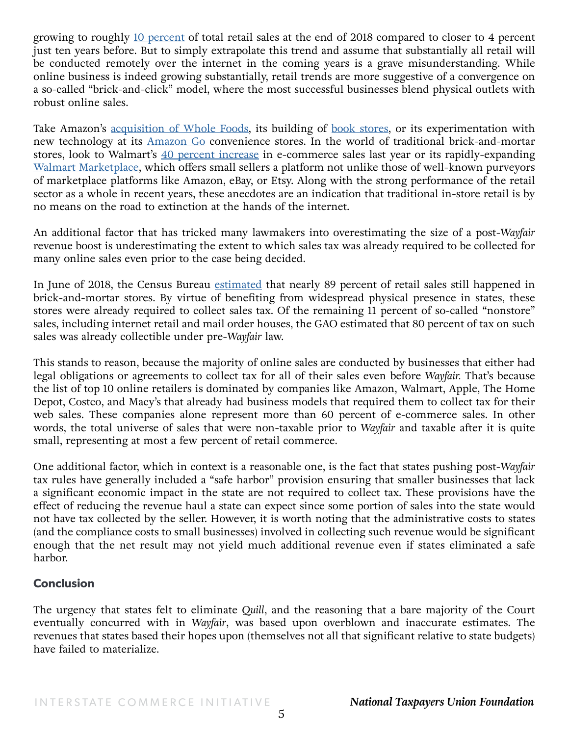growing to roughly 10 percent of total retail sales at the end of 2018 compared to closer to 4 percent just ten years before. But to simply extrapolate this trend and assume that substantially all retail will be conducted remotely over the internet in the coming years is a grave misunderstanding. While online business is indeed growing substantially, retail trends are more suggestive of a convergence on a so-called "brick-and-click" model, where the most successful businesses blend physical outlets with robust online sales.

Take Amazon's acquisition of Whole Foods, its building of book stores, or its experimentation with new technology at its Amazon Go convenience stores. In the world of traditional brick-and-mortar stores, look to Walmart's 40 percent increase in e-commerce sales last year or its rapidly-expanding Walmart Marketplace, which offers small sellers a platform not unlike those of well-known purveyors of marketplace platforms like Amazon, eBay, or Etsy. Along with the strong performance of the retail sector as a whole in recent years, these anecdotes are an indication that traditional in-store retail is by no means on the road to extinction at the hands of the internet.

An additional factor that has tricked many lawmakers into overestimating the size of a post-*Wayfair* revenue boost is underestimating the extent to which sales tax was already required to be collected for many online sales even prior to the case being decided.

In June of 2018, the Census Bureau estimated that nearly 89 percent of retail sales still happened in brick-and-mortar stores. By virtue of benefiting from widespread physical presence in states, these stores were already required to collect sales tax. Of the remaining 11 percent of so-called "nonstore" sales, including internet retail and mail order houses, the GAO estimated that 80 percent of tax on such sales was already collectible under pre-*Wayfair* law.

This stands to reason, because the majority of online sales are conducted by businesses that either had legal obligations or agreements to collect tax for all of their sales even before *Wayfair.* That's because the list of top 10 online retailers is dominated by companies like Amazon, Walmart, Apple, The Home Depot, Costco, and Macy's that already had business models that required them to collect tax for their web sales. These companies alone represent more than 60 percent of e-commerce sales. In other words, the total universe of sales that were non-taxable prior to *Wayfair* and taxable after it is quite small, representing at most a few percent of retail commerce.

One additional factor, which in context is a reasonable one, is the fact that states pushing post-*Wayfair* tax rules have generally included a "safe harbor" provision ensuring that smaller businesses that lack a significant economic impact in the state are not required to collect tax. These provisions have the effect of reducing the revenue haul a state can expect since some portion of sales into the state would not have tax collected by the seller. However, it is worth noting that the administrative costs to states (and the compliance costs to small businesses) involved in collecting such revenue would be significant enough that the net result may not yield much additional revenue even if states eliminated a safe harbor.

## Conclusion

The urgency that states felt to eliminate *Quill*, and the reasoning that a bare majority of the Court eventually concurred with in *Wayfair*, was based upon overblown and inaccurate estimates. The revenues that states based their hopes upon (themselves not all that significant relative to state budgets) have failed to materialize.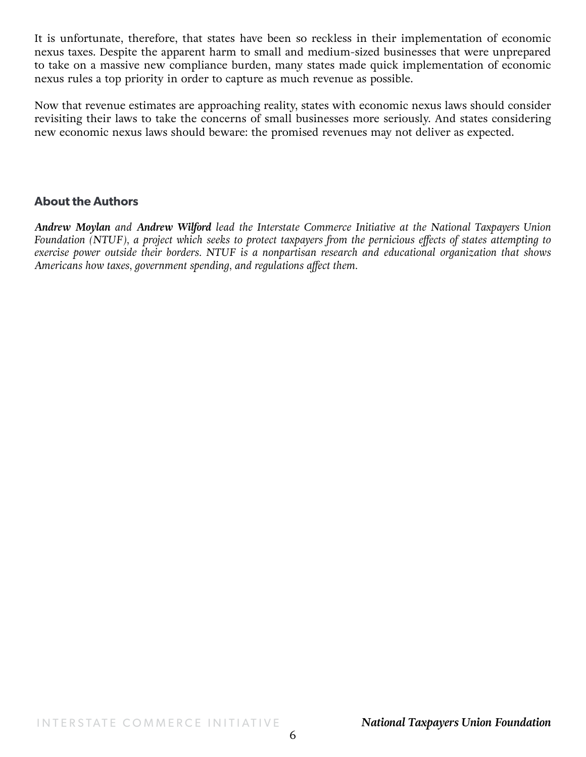It is unfortunate, therefore, that states have been so reckless in their implementation of economic nexus taxes. Despite the apparent harm to small and medium-sized businesses that were unprepared to take on a massive new compliance burden, many states made quick implementation of economic nexus rules a top priority in order to capture as much revenue as possible.

Now that revenue estimates are approaching reality, states with economic nexus laws should consider revisiting their laws to take the concerns of small businesses more seriously. And states considering new economic nexus laws should beware: the promised revenues may not deliver as expected.

## About the Authors

***Andrew Moylan*** *and* ***Andrew Wilford*** *lead the Interstate Commerce Initiative at the National Taxpayers Union Foundation (NTUF), a project which seeks to protect taxpayers from the pernicious effects of states attempting to exercise power outside their borders. NTUF is a nonpartisan research and educational organization that shows Americans how taxes, government spending, and regulations affect them.*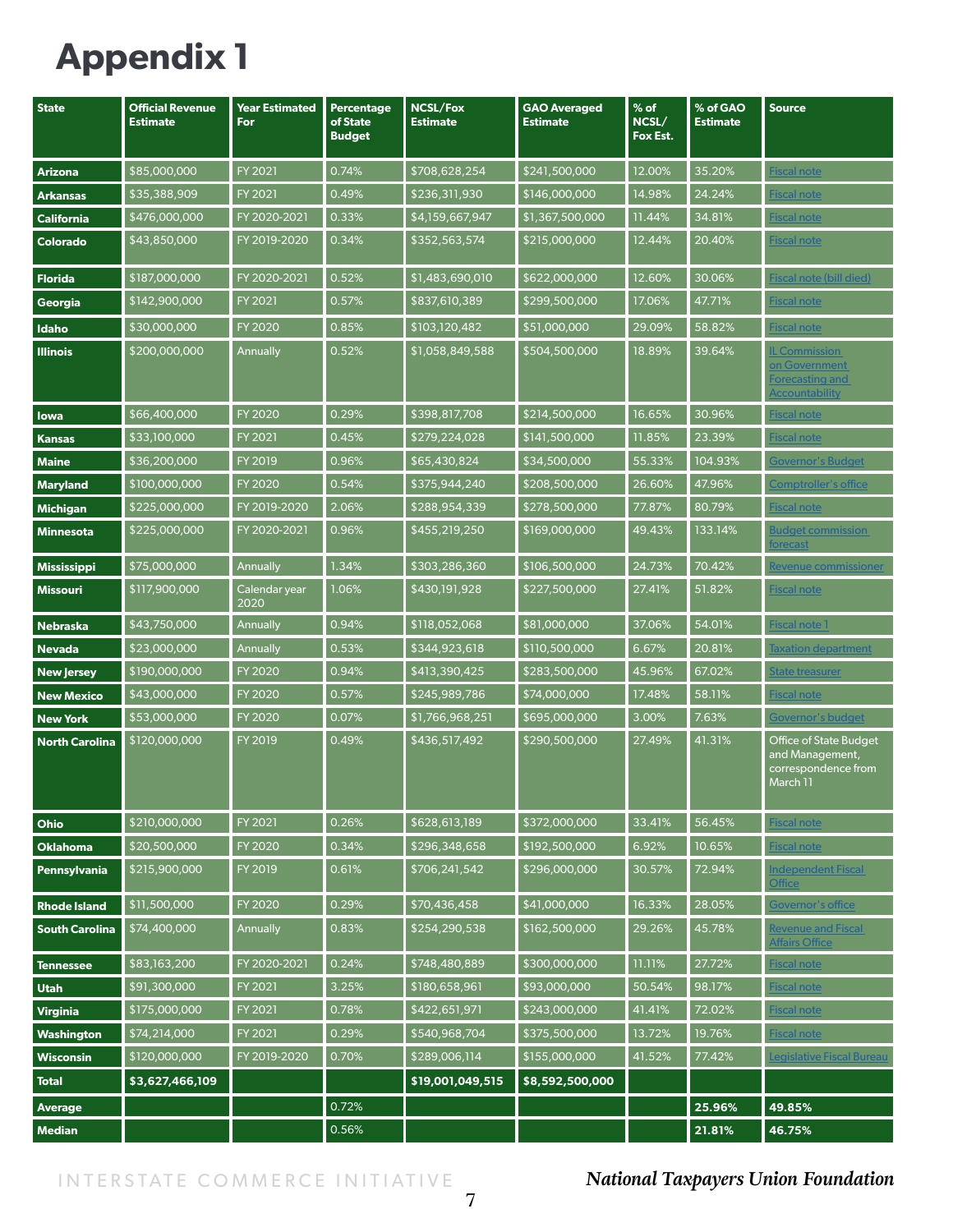# Appendix 1

| State | Official Revenue Estimate | Year Estimated For | Percentage of State Budget | NCSL/Fox Estimate | GAO Averaged Estimate | % of NCSL/ Fox Est. | % of GAO Estimate | Source |
|---|---|---|---|---|---|---|---|---|
| **Arizona** | $85,000,000 | FY 2021 | 0.74% | $708,628,254 | $241,500,000 | 12.00% | 35.20% | Fiscal note |
| **Arkansas** | $35,388,909 | FY 2021 | 0.49% | $236,311,930 | $146,000,000 | 14.98% | 24.24% | Fiscal note |
| **California** | $476,000,000 | FY 2020-2021 | 0.33% | $4,159,667,947 | $1,367,500,000 | 11.44% | 34.81% | Fiscal note |
| **Colorado** | $43,850,000 | FY 2019-2020 | 0.34% | $352,563,574 | $215,000,000 | 12.44% | 20.40% | Fiscal note |
| **Florida** | $187,000,000 | FY 2020-2021 | 0.52% | $1,483,690,010 | $622,000,000 | 12.60% | 30.06% | Fiscal note (bill died) |
| **Georgia** | $142,900,000 | FY 2021 | 0.57% | $837,610,389 | $299,500,000 | 17.06% | 47.71% | Fiscal note |
| **Idaho** | $30,000,000 | FY 2020 | 0.85% | $103,120,482 | $51,000,000 | 29.09% | 58.82% | Fiscal note |
| **Illinois** | $200,000,000 | Annually | 0.52% | $1,058,849,588 | $504,500,000 | 18.89% | 39.64% | IL Commission on Government Forecasting and Accountability |
| **Iowa** | $66,400,000 | FY 2020 | 0.29% | $398,817,708 | $214,500,000 | 16.65% | 30.96% | Fiscal note |
| **Kansas** | $33,100,000 | FY 2021 | 0.45% | $279,224,028 | $141,500,000 | 11.85% | 23.39% | Fiscal note |
| **Maine** | $36,200,000 | FY 2019 | 0.96% | $65,430,824 | $34,500,000 | 55.33% | 104.93% | Governor's Budget |
| **Maryland** | $100,000,000 | FY 2020 | 0.54% | $375,944,240 | $208,500,000 | 26.60% | 47.96% | Comptroller's office |
| **Michigan** | $225,000,000 | FY 2019-2020 | 2.06% | $288,954,339 | $278,500,000 | 77.87% | 80.79% | Fiscal note |
| **Minnesota** | $225,000,000 | FY 2020-2021 | 0.96% | $455,219,250 | $169,000,000 | 49.43% | 133.14% | Budget commission forecast |
| **Mississippi** | $75,000,000 | Annually | 1.34% | $303,286,360 | $106,500,000 | 24.73% | 70.42% | Revenue commissioner |
| **Missouri** | $117,900,000 | Calendar year 2020 | 1.06% | $430,191,928 | $227,500,000 | 27.41% | 51.82% | Fiscal note |
| **Nebraska** | $43,750,000 | Annually | 0.94% | $118,052,068 | $81,000,000 | 37.06% | 54.01% | Fiscal note 1 |
| **Nevada** | $23,000,000 | Annually | 0.53% | $344,923,618 | $110,500,000 | 6.67% | 20.81% | Taxation department |
| **New Jersey** | $190,000,000 | FY 2020 | 0.94% | $413,390,425 | $283,500,000 | 45.96% | 67.02% | State treasurer |
| **New Mexico** | $43,000,000 | FY 2020 | 0.57% | $245,989,786 | $74,000,000 | 17.48% | 58.11% | Fiscal note |
| **New York** | $53,000,000 | FY 2020 | 0.07% | $1,766,968,251 | $695,000,000 | 3.00% | 7.63% | Governor's budget |
| **North Carolina** | $120,000,000 | FY 2019 | 0.49% | $436,517,492 | $290,500,000 | 27.49% | 41.31% | Office of State Budget and Management, correspondence from March 11 |
| **Ohio** | $210,000,000 | FY 2021 | 0.26% | $628,613,189 | $372,000,000 | 33.41% | 56.45% | Fiscal note |
| **Oklahoma** | $20,500,000 | FY 2020 | 0.34% | $296,348,658 | $192,500,000 | 6.92% | 10.65% | Fiscal note |
| **Pennsylvania** | $215,900,000 | FY 2019 | 0.61% | $706,241,542 | $296,000,000 | 30.57% | 72.94% | Independent Fiscal Office |
| **Rhode Island** | $11,500,000 | FY 2020 | 0.29% | $70,436,458 | $41,000,000 | 16.33% | 28.05% | Governor's office |
| **South Carolina** | $74,400,000 | Annually | 0.83% | $254,290,538 | $162,500,000 | 29.26% | 45.78% | Revenue and Fiscal Affairs Office |
| **Tennessee** | $83,163,200 | FY 2020-2021 | 0.24% | $748,480,889 | $300,000,000 | 11.11% | 27.72% | Fiscal note |
| **Utah** | $91,300,000 | FY 2021 | 3.25% | $180,658,961 | $93,000,000 | 50.54% | 98.17% | Fiscal note |
| **Virginia** | $175,000,000 | FY 2021 | 0.78% | $422,651,971 | $243,000,000 | 41.41% | 72.02% | Fiscal note |
| **Washington** | $74,214,000 | FY 2021 | 0.29% | $540,968,704 | $375,500,000 | 13.72% | 19.76% | Fiscal note |
| **Wisconsin** | $120,000,000 | FY 2019-2020 | 0.70% | $289,006,114 | $155,000,000 | 41.52% | 77.42% | Legislative Fiscal Bureau |
| **Total** | **$3,627,466,109** | | | **$19,001,049,515** | **$8,592,500,000** | | | |
| **Average** | | | 0.72% | | | | **25.96%** | **49.85%** |
| **Median** | | | 0.56% | | | | **21.81%** | **46.75%** |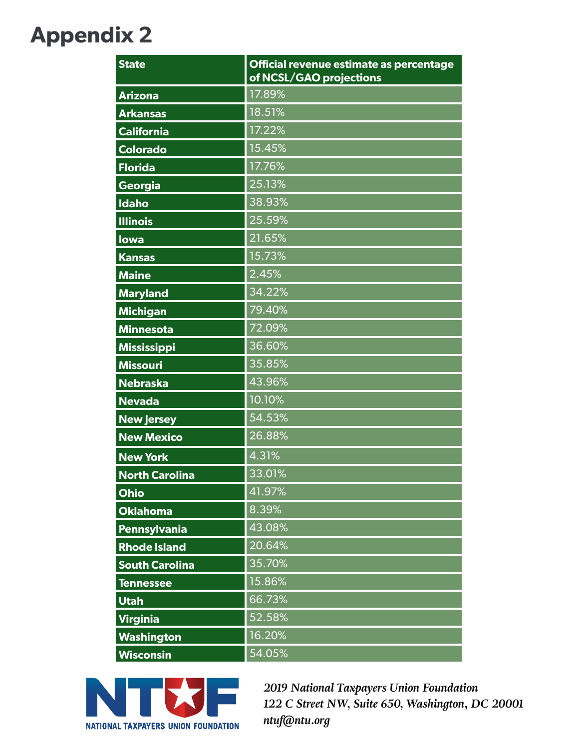# Appendix 2

| State | Official revenue estimate as percentage of NCSL/GAO projections |
|---|---|
| Arizona | 17.89% |
| Arkansas | 18.51% |
| California | 17.22% |
| Colorado | 15.45% |
| Florida | 17.76% |
| Georgia | 25.13% |
| Idaho | 38.93% |
| Illinois | 25.59% |
| Iowa | 21.65% |
| Kansas | 15.73% |
| Maine | 2.45% |
| Maryland | 34.22% |
| Michigan | 79.40% |
| Minnesota | 72.09% |
| Mississippi | 36.60% |
| Missouri | 35.85% |
| Nebraska | 43.96% |
| Nevada | 10.10% |
| New Jersey | 54.53% |
| New Mexico | 26.88% |
| New York | 4.31% |
| North Carolina | 33.01% |
| Ohio | 41.97% |
| Oklahoma | 8.39% |
| Pennsylvania | 43.08% |
| Rhode Island | 20.64% |
| South Carolina | 35.70% |
| Tennessee | 15.86% |
| Utah | 66.73% |
| Virginia | 52.58% |
| Washington | 16.20% |
| Wisconsin | 54.05% |

NTUF
NATIONAL TAXPAYERS UNION FOUNDATION

*2019 National Taxpayers Union Foundation*
*122 C Street NW, Suite 650, Washington, DC 20001*
*ntuf@ntu.org*